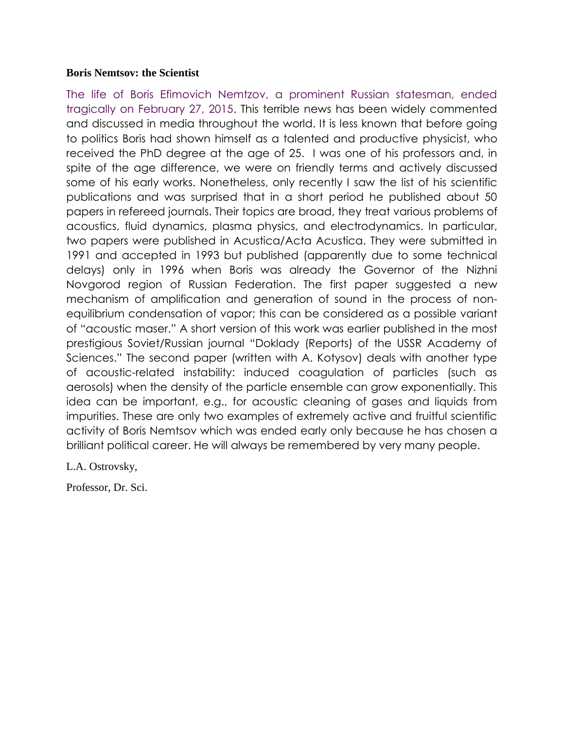**Boris Nemtsov: the Scientist**

The life of Boris Efimovich Nemtzov, a prominent Russian statesman, ended tragically on February 27, 2015. This terrible news has been widely commented and discussed in media throughout the world. It is less known that before going to politics Boris had shown himself as a talented and productive physicist, who received the PhD degree at the age of 25. I was one of his professors and, in spite of the age difference, we were on friendly terms and actively discussed some of his early works. Nonetheless, only recently I saw the list of his scientific publications and was surprised that in a short period he published about 50 papers in refereed journals. Their topics are broad, they treat various problems of acoustics, fluid dynamics, plasma physics, and electrodynamics. In particular, two papers were published in Acustica/Acta Acustica. They were submitted in 1991 and accepted in 1993 but published (apparently due to some technical delays) only in 1996 when Boris was already the Governor of the Nizhni Novgorod region of Russian Federation. The first paper suggested a new mechanism of amplification and generation of sound in the process of non-equilibrium condensation of vapor; this can be considered as a possible variant of "acoustic maser." A short version of this work was earlier published in the most prestigious Soviet/Russian journal "Doklady (Reports) of the USSR Academy of Sciences." The second paper (written with A. Kotysov) deals with another type of acoustic-related instability: induced coagulation of particles (such as aerosols) when the density of the particle ensemble can grow exponentially. This idea can be important, e.g., for acoustic cleaning of gases and liquids from impurities. These are only two examples of extremely active and fruitful scientific activity of Boris Nemtsov which was ended early only because he has chosen a brilliant political career. He will always be remembered by very many people.

L.A. Ostrovsky,

Professor, Dr. Sci.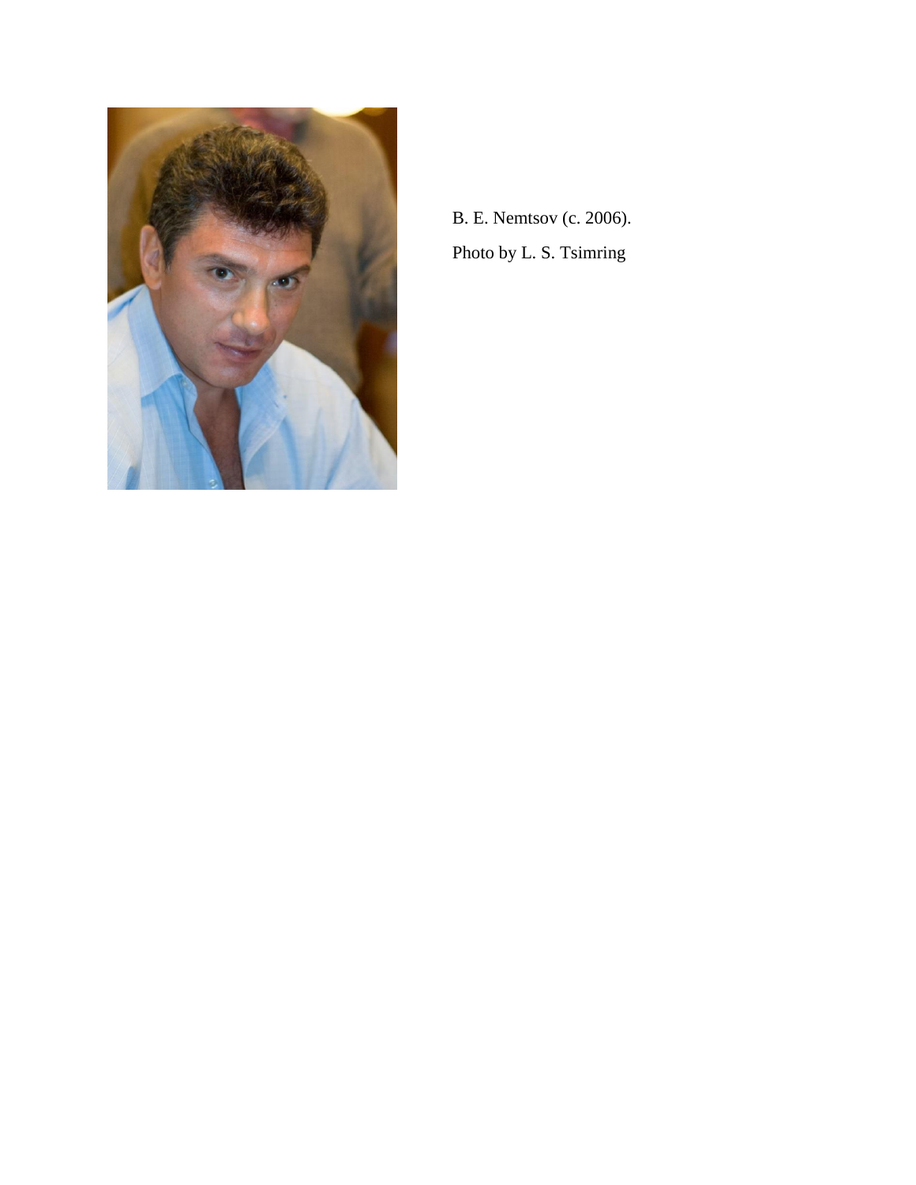B. E. Nemtsov (c. 2006).

Photo by L. S. Tsimring